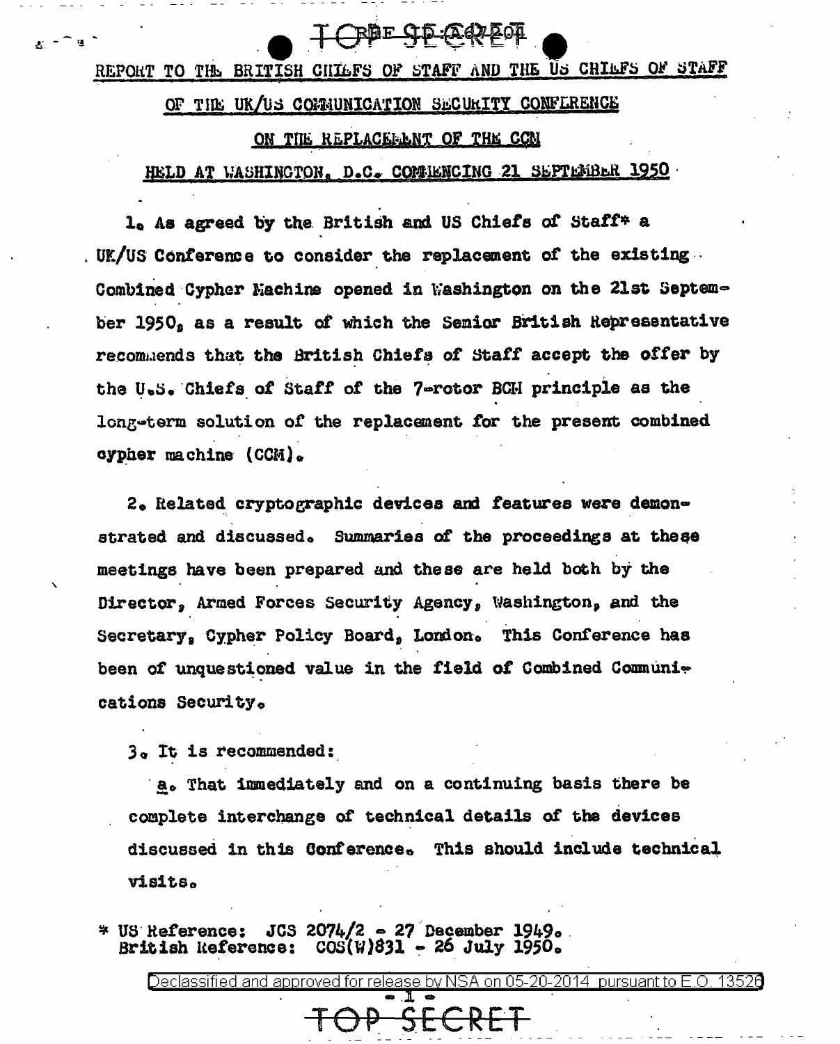REPORT TO THE BRITISH CHIEFS OF STAFF AND THE US CHIEFS OF STAFF

OF THE UK/US COMMUNICATION SECURITY CONFERENCE

ON THE REPLACEMENT OF THE CCM

HELD AT WASHINGTON, D.C. COMMENCING 21 SEPTEMBER 1950

1. As agreed by the British and US Chiefs of Staff* a UK/US Conference to consider the replacement of the existing Combined Cypher Machine opened in Washington on the 21st September 1950, as a result of which the Senior British Representative recommends that the British Chiefs of Staff accept the offer by the U.S. Chiefs of Staff of the 7-rotor BCM principle as the long-term solution of the replacement for the present combined cypher machine (CCM).

2. Related cryptographic devices and features were demonstrated and discussed. Summaries of the proceedings at these meetings have been prepared and these are held both by the Director, Armed Forces Security Agency, Washington, and the Secretary, Cypher Policy Board, London. This Conference has been of unquestioned value in the field of Combined Communications Security.

3. It is recommended:

a. That immediately and on a continuing basis there be complete interchange of technical details of the devices discussed in this Conference. This should include technical visits.

\* US Reference: JCS 2074/2 - 27 December 1949.
British Reference: COS(W)831 - 26 July 1950.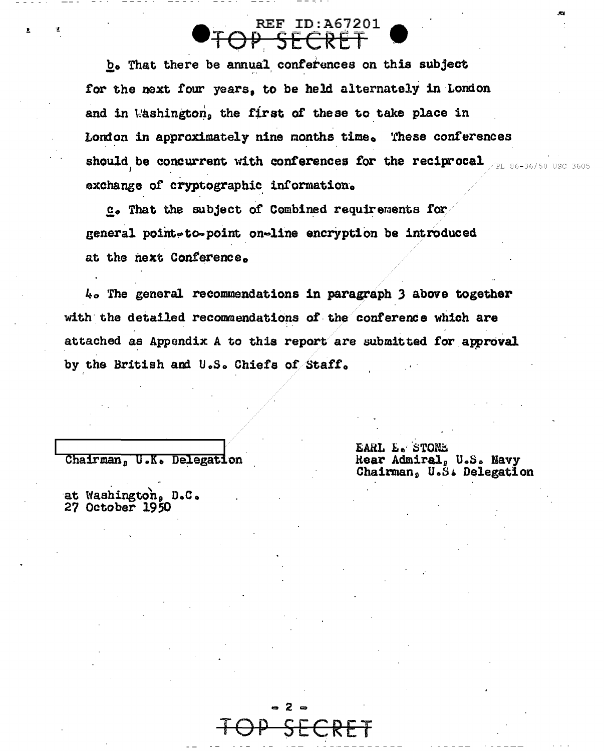b. That there be annual conferences on this subject for the next four years, to be held alternately in London and in Washington, the first of these to take place in London in approximately nine months time. These conferences should be concurrent with conferences for the reciprocal exchange of cryptographic information.

PL 86-36/50 USC 3605

c. That the subject of Combined requirements for general point-to-point on-line encryption be introduced at the next Conference.

4. The general recommendations in paragraph 3 above together with the detailed recommendations of the conference which are attached as Appendix A to this report are submitted for approval by the British and U.S. Chiefs of Staff.

[redacted]
Chairman, U.K. Delegation

EARL E. STONE
Rear Admiral, U.S. Navy
Chairman, U.S. Delegation

at Washington, D.C.
27 October 1950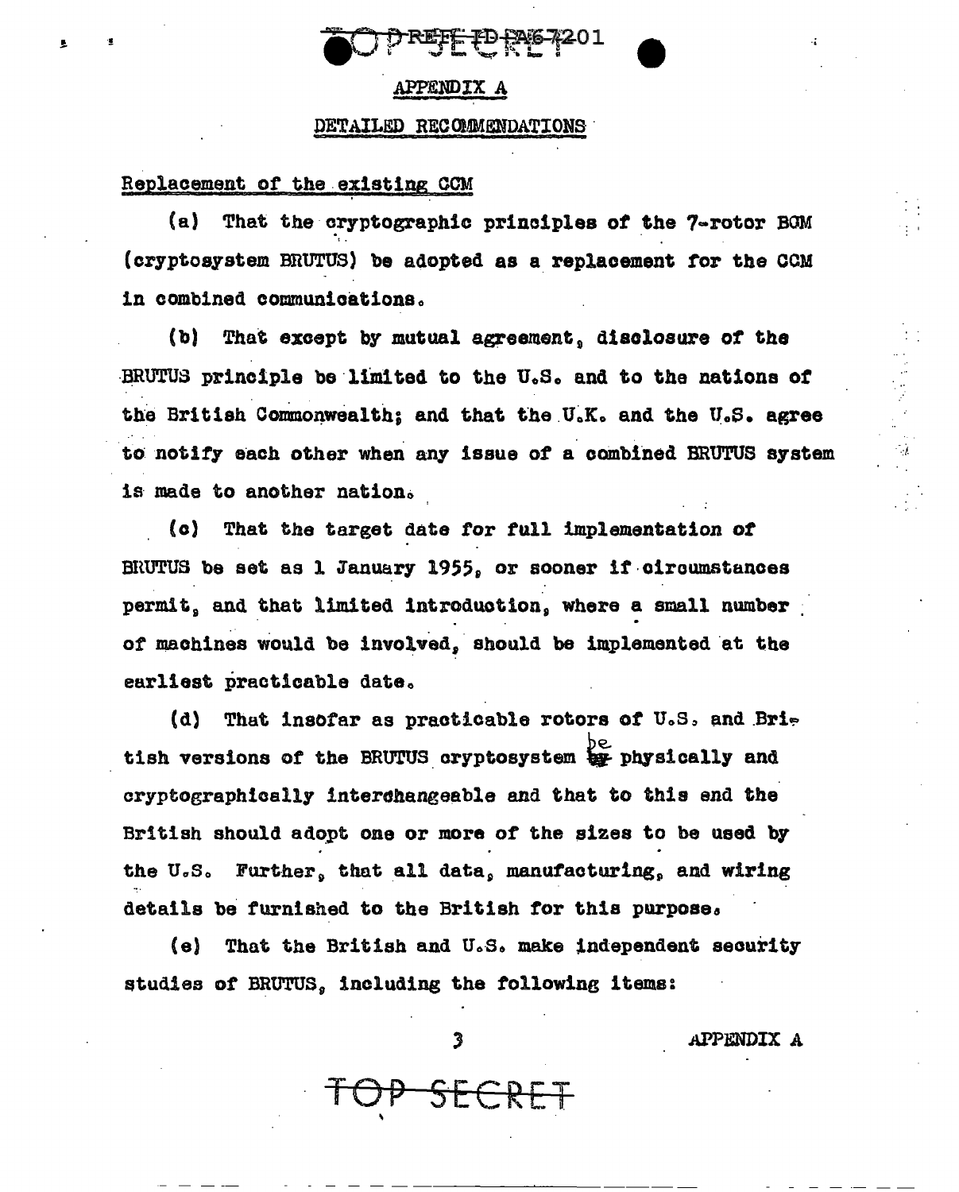## APPENDIX A

### DETAILED RECOMMENDATIONS

Replacement of the existing CCM

(a) That the cryptographic principles of the 7-rotor BCM (cryptosystem BRUTUS) be adopted as a replacement for the CCM in combined communications.

(b) That except by mutual agreement, disclosure of the BRUTUS principle be limited to the U.S. and to the nations of the British Commonwealth; and that the U.K. and the U.S. agree to notify each other when any issue of a combined BRUTUS system is made to another nation.

(c) That the target date for full implementation of BRUTUS be set as 1 January 1955, or sooner if circumstances permit, and that limited introduction, where a small number of machines would be involved, should be implemented at the earliest practicable date.

(d) That insofar as practicable rotors of U.S. and British versions of the BRUTUS cryptosystem be physically and cryptographically interchangeable and that to this end the British should adopt one or more of the sizes to be used by the U.S. Further, that all data, manufacturing, and wiring details be furnished to the British for this purpose.

(e) That the British and U.S. make independent security studies of BRUTUS, including the following items: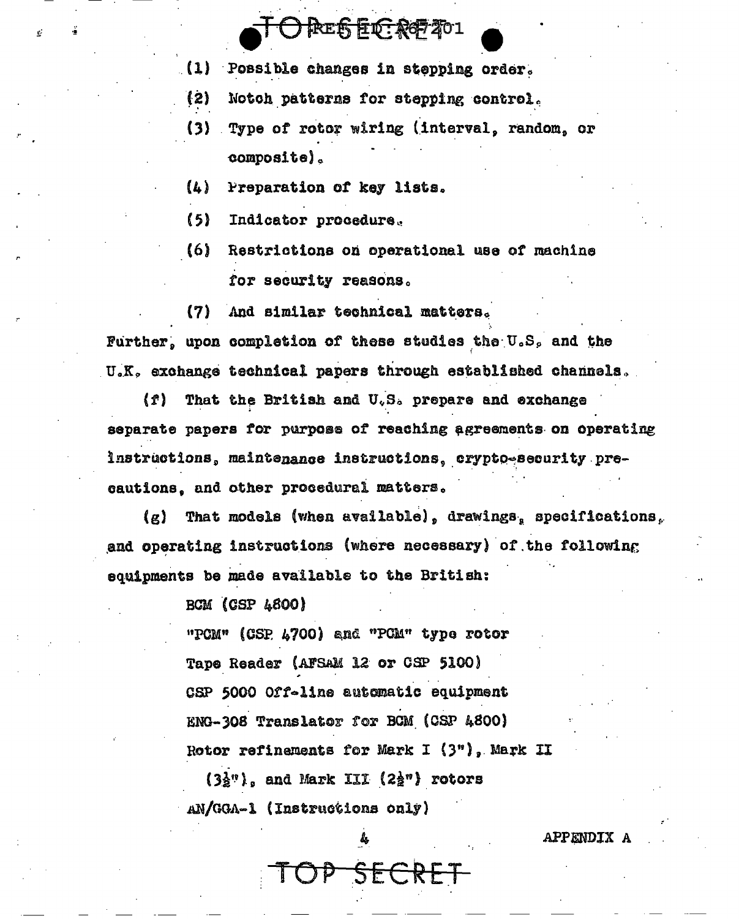(1) Possible changes in stepping order.

(2) Notch patterns for stepping control.

(3) Type of rotor wiring (interval, random, or composite).

(4) Preparation of key lists.

(5) Indicator procedure.

(6) Restrictions on operational use of machine for security reasons.

(7) And similar technical matters.

Further, upon completion of these studies the U.S. and the U.K. exchange technical papers through established channels.

(f) That the British and U.S. prepare and exchange separate papers for purpose of reaching agreements on operating instructions, maintenance instructions, crypto-security precautions, and other procedural matters.

(g) That models (when available), drawings, specifications, and operating instructions (where necessary) of the following equipments be made available to the British:

BCM (CSP 4800)

"PCM" (CSP 4700) and "PCM" type rotor

Tape Reader (AFSAM 12 or CSP 5100)

CSP 5000 Off-line automatic equipment

ENG-308 Translator for BCM (CSP 4800)

Rotor refinements for Mark I (3"), Mark II ($3\frac{1}{2}$"), and Mark III ($2\frac{1}{2}$") rotors

AN/GGA-1 (Instructions only)

APPENDIX A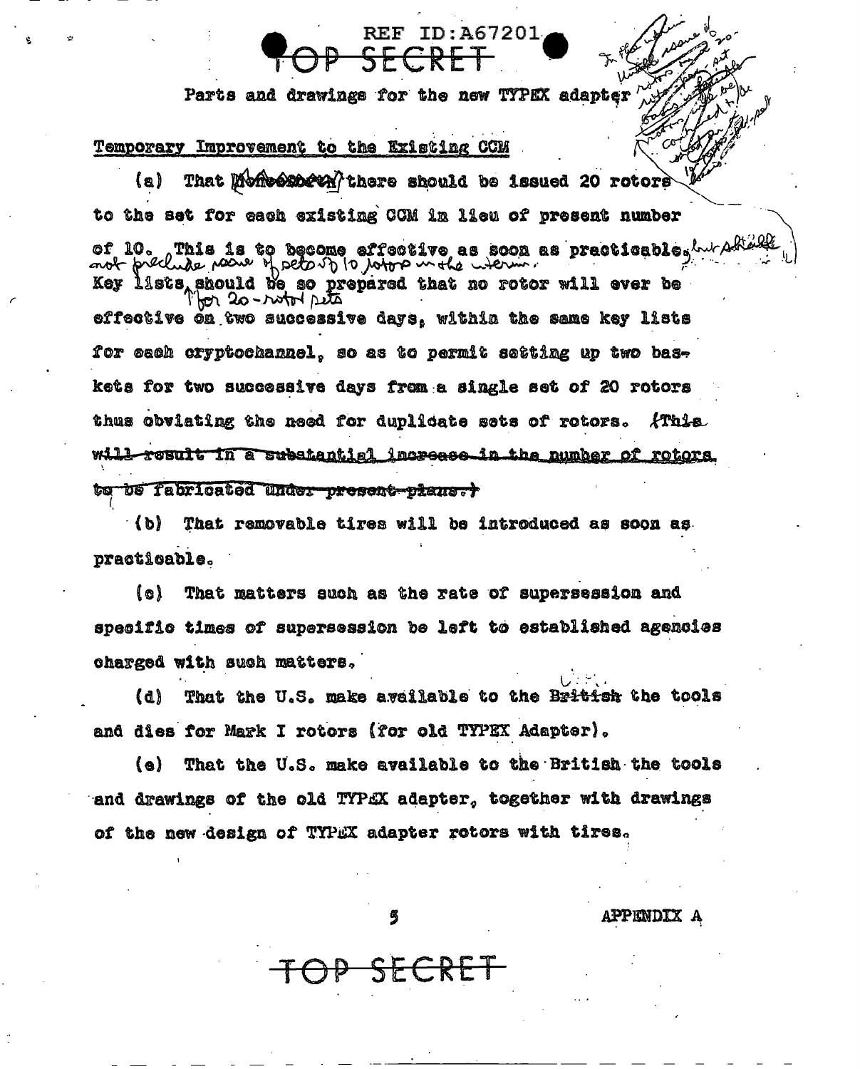REF ID:A67201

TOP SECRET

Parts and drawings for the new TYPEX adapter

Temporary Improvement to the Existing CCM

(a) That ~~Moneover~~ there should be issued 20 rotors to the set for each existing CCM in lieu of present number of 10. This is to become effective as soon as practicable, but shall not preclude issue of sets of 10 rotors in the interim. Key lists should be so prepared for 20-rotor sets that no rotor will ever be effective on two successive days, within the same key lists for each cryptochannel, so as to permit setting up two baskets for two successive days from a single set of 20 rotors thus obviating the need for duplicate sets of rotors. ~~(This will result in a substantial increase in the number of rotors to be fabricated under present plans.)~~

(b) That removable tires will be introduced as soon as practicable.

(c) That matters such as the rate of supersession and specific times of supersession be left to established agencies charged with such matters.

(d) That the U.S. make available to the ~~British~~ U.K. the tools and dies for Mark I rotors (for old TYPEX Adapter).

(e) That the U.S. make available to the British the tools and drawings of the old TYPEX adapter, together with drawings of the new design of TYPEX adapter rotors with tires.

APPENDIX A

TOP SECRET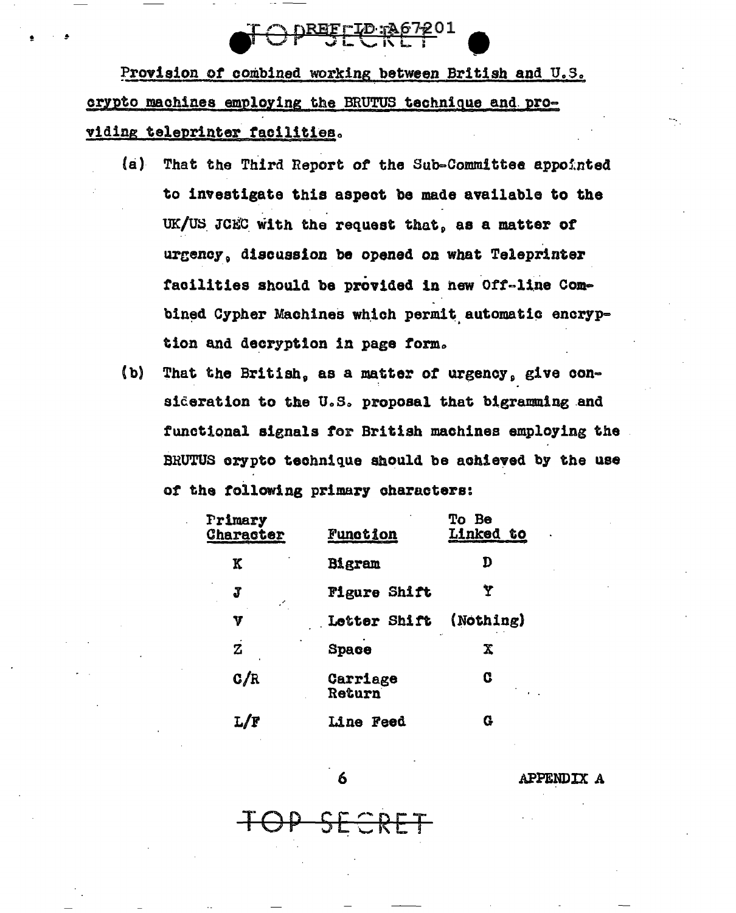Provision of combined working between British and U.S. crypto machines employing the BRUTUS technique and providing teleprinter facilities.

(a) That the Third Report of the Sub-Committee appointed to investigate this aspect be made available to the UK/US JCEC with the request that, as a matter of urgency, discussion be opened on what Teleprinter facilities should be provided in new Off-line Combined Cypher Machines which permit automatic encryption and decryption in page form.

(b) That the British, as a matter of urgency, give consideration to the U.S. proposal that bigramming and functional signals for British machines employing the BRUTUS crypto technique should be achieved by the use of the following primary characters:

| Primary Character | Function | To Be Linked to |
|---|---|---|
| K | Bigram | D |
| J | Figure Shift | Y |
| V | Letter Shift | (Nothing) |
| Z | Space | X |
| C/R | Carriage Return | C |
| L/F | Line Feed | G |

APPENDIX A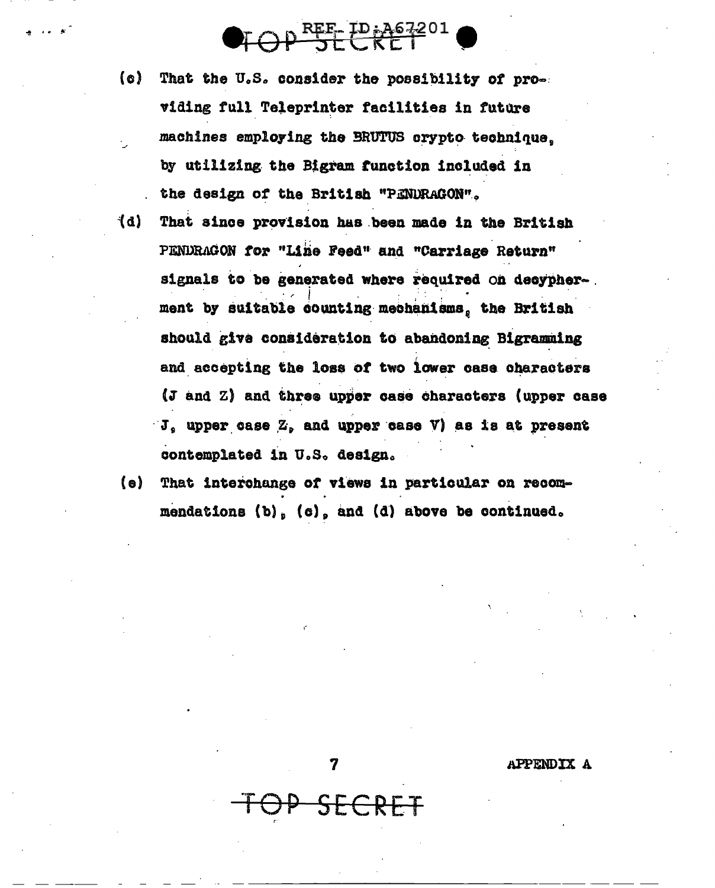(c) That the U.S. consider the possibility of providing full Teleprinter facilities in future machines employing the BRUTUS crypto technique, by utilizing the Bigram function included in the design of the British "PENDRAGON".

(d) That since provision has been made in the British PENDRAGON for "Line Feed" and "Carriage Return" signals to be generated where required on decypherment by suitable counting mechanisms, the British should give consideration to abandoning Bigramming and accepting the loss of two lower case characters (J and Z) and three upper case characters (upper case J, upper case Z, and upper case V) as is at present contemplated in U.S. design.

(e) That interchange of views in particular on recommendations (b), (c), and (d) above be continued.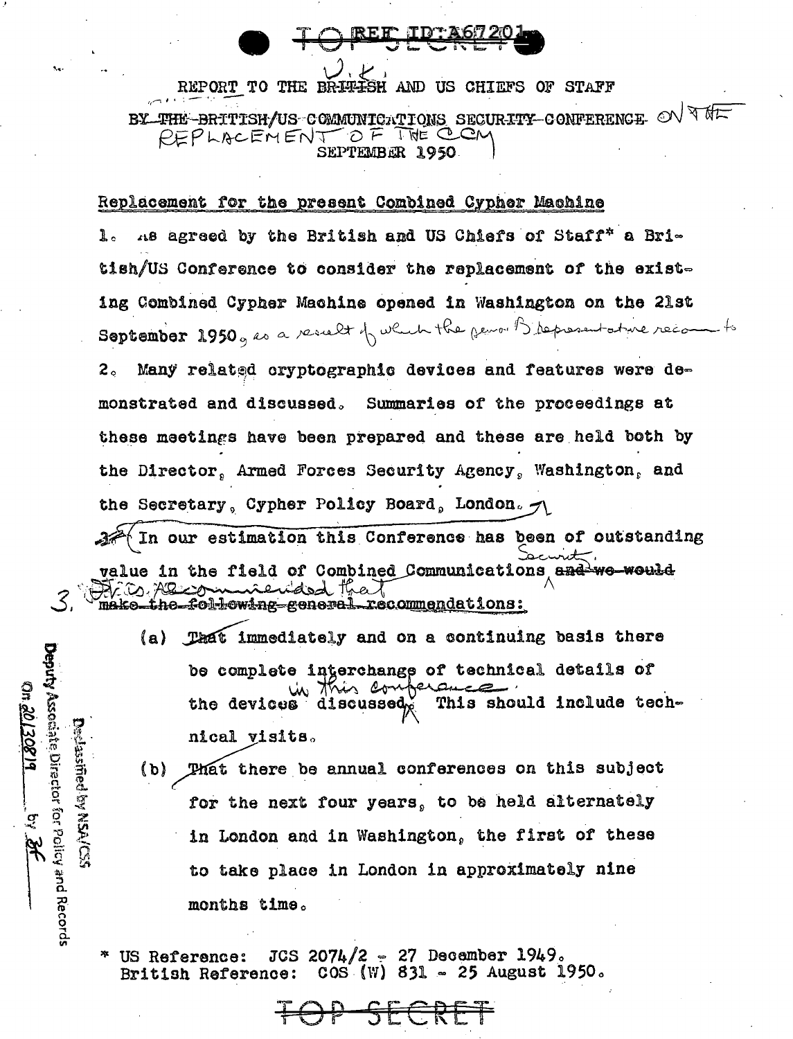REF ID:A67201

TOP SECRET

REPORT TO THE ~~BRITISH~~ U.K. AND US CHIEFS OF STAFF

~~BY THE BRITISH/US COMMUNICATIONS SECURITY CONFERENCE~~ ON THE REPLACEMENT OF THE CCM

SEPTEMBER 1950

## Replacement for the present Combined Cypher Machine

1. As agreed by the British and US Chiefs of Staff* a British/US Conference to consider the replacement of the existing Combined Cypher Machine opened in Washington on the 21st September 1950, as a result of which the senior B representative recom to

2. Many related cryptographic devices and features were demonstrated and discussed. Summaries of the proceedings at these meetings have been prepared and these are held both by the Director, Armed Forces Security Agency, Washington, and the Secretary, Cypher Policy Board, London.

3. In our estimation this Conference has been of outstanding value in the field of Combined Communications Security. ~~and we would make the following general recommendations:~~ It is recommended that

   (a) That immediately and on a continuing basis there be complete interchange of technical details of the devices discussed in this conference. This should include technical visits.

   (b) That there be annual conferences on this subject for the next four years, to be held alternately in London and in Washington, the first of these to take place in London in approximately nine months time.

\* US Reference: JCS 2074/2 - 27 December 1949.
British Reference: COS (W) 831 - 25 August 1950.

Declassified by NSA/CSS Deputy Associate Director for Policy and Records On 20130819 by JF

TOP SECRET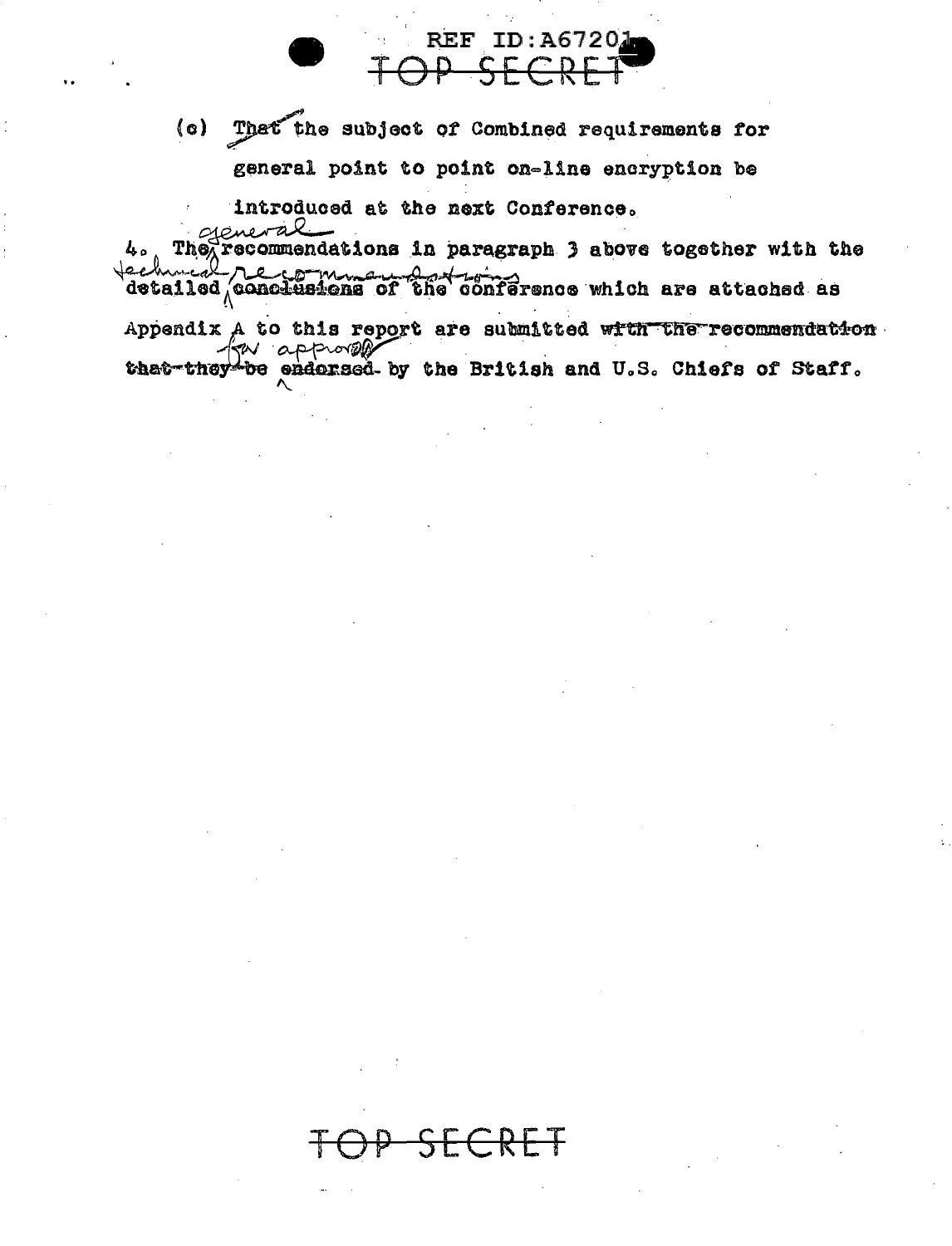(c) That the subject of Combined requirements for general point to point on-line encryption be introduced at the next Conference.

4. The general recommendations in paragraph 3 above together with the technical recommendations of the conference which are attached as Appendix A to this report are submitted for approval by the British and U.S. Chiefs of Staff.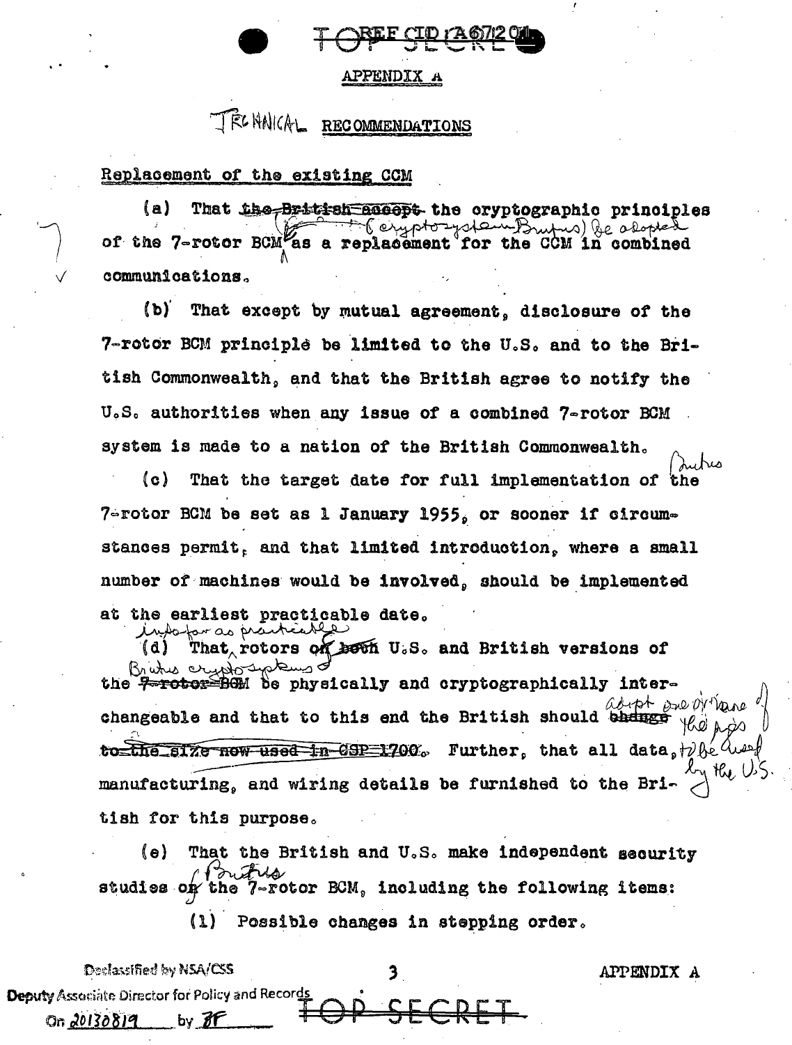## APPENDIX A

### TECHNICAL RECOMMENDATIONS

Replacement of the existing CCM

(a) That ~~the British accept~~ the cryptographic principles of the 7-rotor BCM (cryptosystem Brutus) be adopted as a replacement for the CCM in combined communications.

(b) That except by mutual agreement, disclosure of the 7-rotor BCM principle be limited to the U.S. and to the British Commonwealth, and that the British agree to notify the U.S. authorities when any issue of a combined 7-rotor BCM system is made to a nation of the British Commonwealth.

(c) That the target date for full implementation of the Brutus 7-rotor BCM be set as 1 January 1955, or sooner if circumstances permit, and that limited introduction, where a small number of machines would be involved, should be implemented at the earliest practicable date.

(d) That, insofar as practicable, rotors of ~~both~~ U.S. and British versions of the Brutus cryptosystems ~~7-rotor BCM~~ be physically and cryptographically interchangeable and that to this end the British should adopt one or more of the types ~~change to the size now used in CSP 1700~~ to be used by the U.S. Further, that all data, manufacturing, and wiring details be furnished to the British for this purpose.

(e) That the British and U.S. make independent security studies of Brutus ~~the 7-rotor BCM~~, including the following items:

(1) Possible changes in stepping order.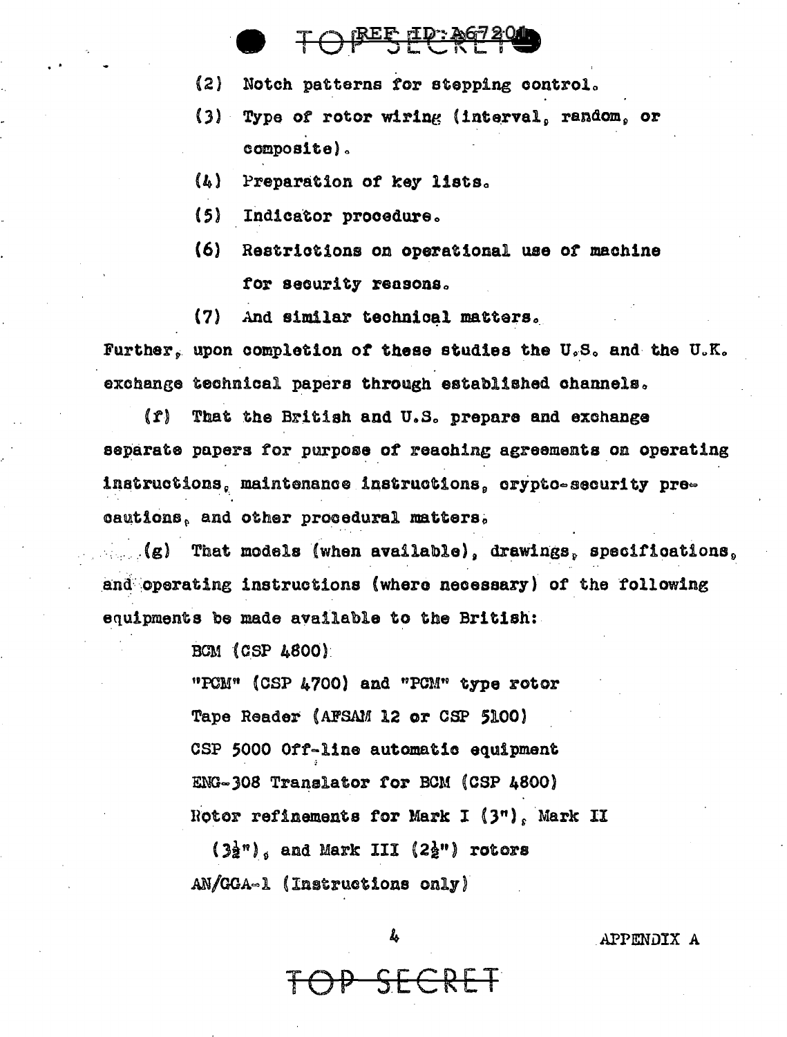(2) Notch patterns for stepping control.

(3) Type of rotor wiring (interval, random, or composite).

(4) Preparation of key lists.

(5) Indicator procedure.

(6) Restrictions on operational use of machine for security reasons.

(7) And similar technical matters.

Further, upon completion of these studies the U.S. and the U.K. exchange technical papers through established channels.

(f) That the British and U.S. prepare and exchange separate papers for purpose of reaching agreements on operating instructions, maintenance instructions, crypto-security precautions, and other procedural matters.

(g) That models (when available), drawings, specifications, and operating instructions (where necessary) of the following equipments be made available to the British:

BCM (CSP 4800)

"PCM" (CSP 4700) and "PCM" type rotor

Tape Reader (AFSAM 12 or CSP 5100)

CSP 5000 Off-line automatic equipment

ENG-308 Translator for BCM (CSP 4800)

Rotor refinements for Mark I (3"), Mark II ($3\frac{1}{2}$"), and Mark III ($2\frac{1}{2}$") rotors

AN/GGA-1 (Instructions only)

APPENDIX A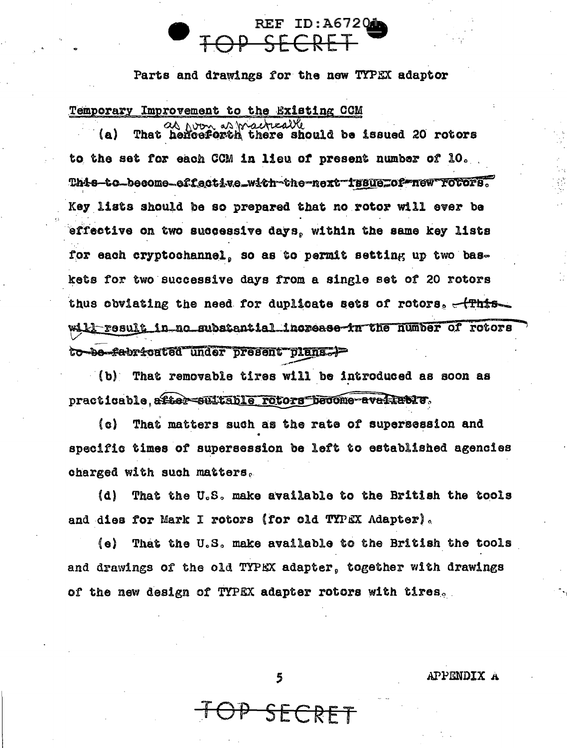Parts and drawings for the new TYPEX adaptor

Temporary Improvement to the Existing CCM

(a) That ~~henceforth~~ as soon as practicable there should be issued 20 rotors to the set for each CCM in lieu of present number of 10. ~~This to become effective with the next issue of new rotors.~~ Key lists should be so prepared that no rotor will ever be effective on two successive days, within the same key lists for each cryptochannel, so as to permit setting up two baskets for two successive days from a single set of 20 rotors thus obviating the need for duplicate sets of rotors. ~~(This will result in no substantial increase in the number of rotors to be fabricated under present plans.)~~

(b) That removable tires will be introduced as soon as practicable, ~~after suitable rotors become available~~.

(c) That matters such as the rate of supersession and specific times of supersession be left to established agencies charged with such matters.

(d) That the U.S. make available to the British the tools and dies for Mark I rotors (for old TYPEX Adapter).

(e) That the U.S. make available to the British the tools and drawings of the old TYPEX adapter, together with drawings of the new design of TYPEX adapter rotors with tires.

APPENDIX A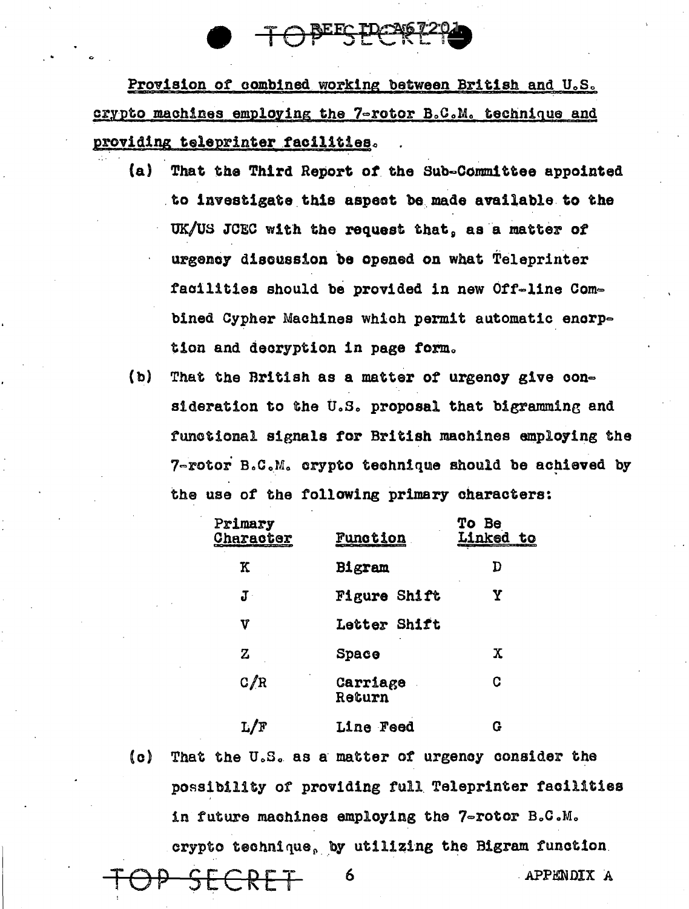Provision of combined working between British and U.S. crypto machines employing the 7-rotor B.C.M. technique and providing teleprinter facilities.

(a) That the Third Report of the Sub-Committee appointed to investigate this aspect be made available to the UK/US JCEC with the request that, as a matter of urgency discussion be opened on what Teleprinter facilities should be provided in new Off-line Combined Cypher Machines which permit automatic encryption and decryption in page form.

(b) That the British as a matter of urgency give consideration to the U.S. proposal that bigramming and functional signals for British machines employing the 7-rotor B.C.M. crypto technique should be achieved by the use of the following primary characters:

| Primary Character | Function | To Be Linked to |
|---|---|---|
| K | Bigram | D |
| J | Figure Shift | Y |
| V | Letter Shift | |
| Z | Space | X |
| C/R | Carriage Return | C |
| L/F | Line Feed | G |

(c) That the U.S. as a matter of urgency consider the possibility of providing full Teleprinter facilities in future machines employing the 7-rotor B.C.M. crypto technique, by utilizing the Bigram function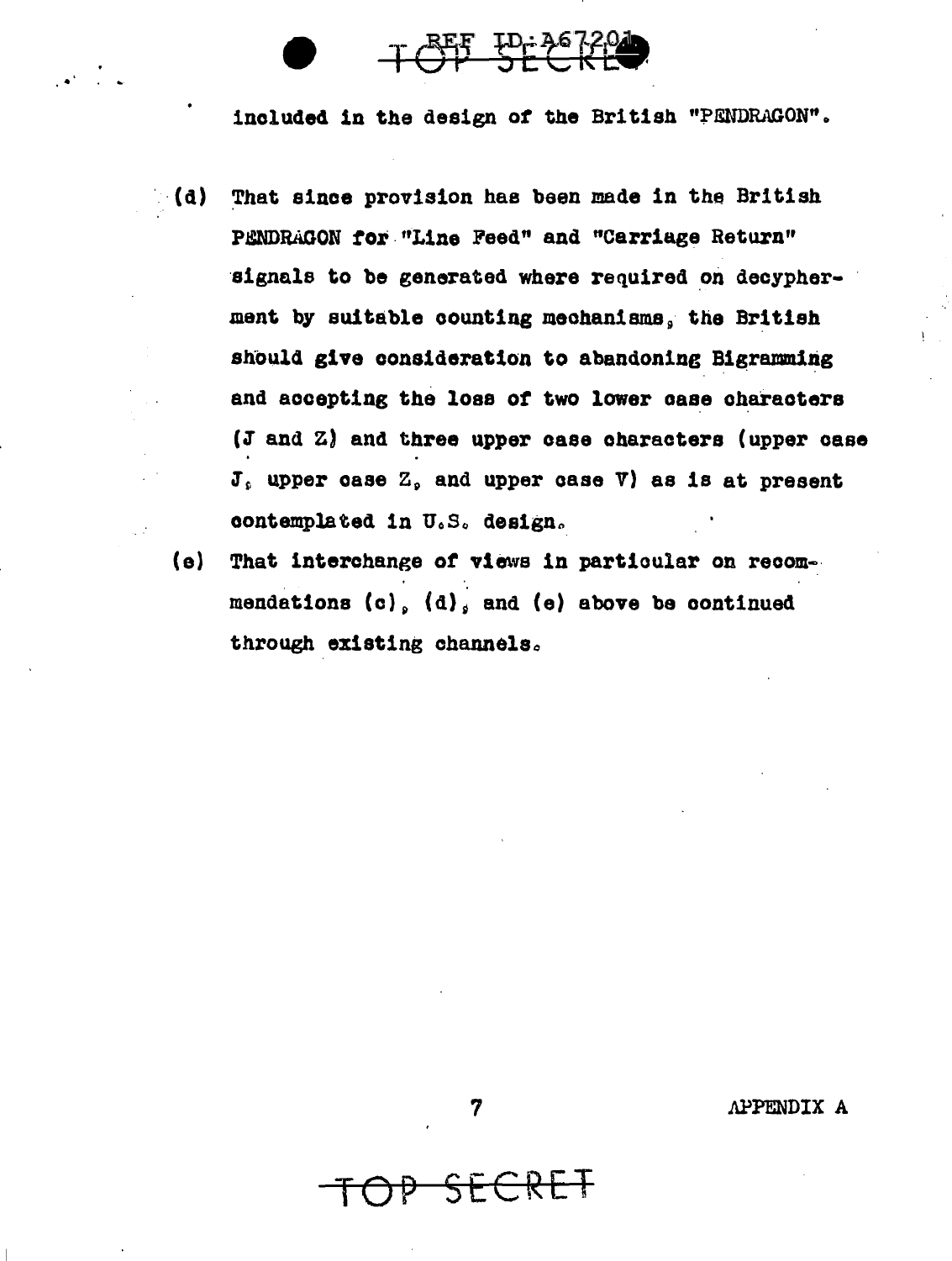included in the design of the British "PENDRAGON".

(d) That since provision has been made in the British PENDRAGON for "Line Feed" and "Carriage Return" signals to be generated where required on decypherment by suitable counting mechanisms, the British should give consideration to abandoning Bigramming and accepting the loss of two lower case characters (J and Z) and three upper case characters (upper case J, upper case Z, and upper case V) as is at present contemplated in U.S. design.

(e) That interchange of views in particular on recommendations (c), (d), and (e) above be continued through existing channels.

APPENDIX A